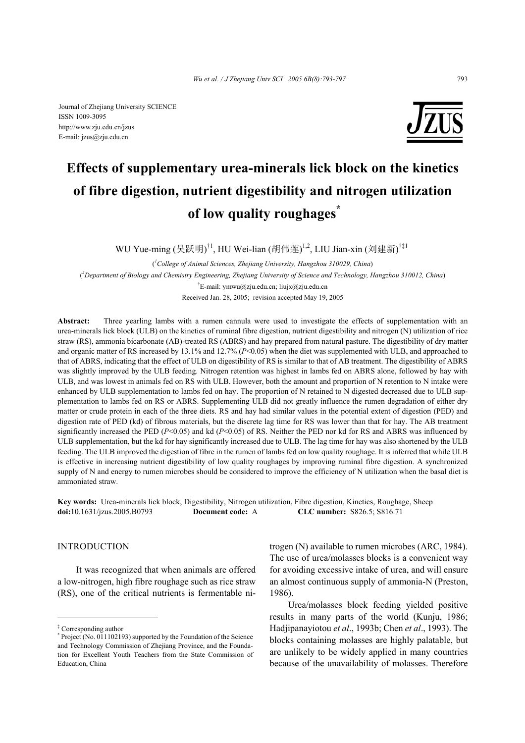Journal of Zhejiang University SCIENCE
ISSN 1009-3095
http://www.zju.edu.cn/jzus
E-mail: jzus@zju.edu.cn

# Effects of supplementary urea-minerals lick block on the kinetics of fibre digestion, nutrient digestibility and nitrogen utilization of low quality roughages*

WU Yue-ming (吴跃明)[†1], HU Wei-lian (胡伟莲)[1,2], LIU Jian-xin (刘建新)[†‡1]

([1]*College of Animal Sciences, Zhejiang University, Hangzhou 310029, China*)

([2]*Department of Biology and Chemistry Engineering, Zhejiang University of Science and Technology, Hangzhou 310012, China*)

[†]E-mail: ymwu@zju.edu.cn; liujx@zju.edu.cn

Received Jan. 28, 2005; revision accepted May 19, 2005

**Abstract:** Three yearling lambs with a rumen cannula were used to investigate the effects of supplementation with an urea-minerals lick block (ULB) on the kinetics of ruminal fibre digestion, nutrient digestibility and nitrogen (N) utilization of rice straw (RS), ammonia bicarbonate (AB)-treated RS (ABRS) and hay prepared from natural pasture. The digestibility of dry matter and organic matter of RS increased by 13.1% and 12.7% ($P$<0.05) when the diet was supplemented with ULB, and approached to that of ABRS, indicating that the effect of ULB on digestibility of RS is similar to that of AB treatment. The digestibility of ABRS was slightly improved by the ULB feeding. Nitrogen retention was highest in lambs fed on ABRS alone, followed by hay with ULB, and was lowest in animals fed on RS with ULB. However, both the amount and proportion of N retention to N intake were enhanced by ULB supplementation to lambs fed on hay. The proportion of N retained to N digested decreased due to ULB supplementation to lambs fed on RS or ABRS. Supplementing ULB did not greatly influence the rumen degradation of either dry matter or crude protein in each of the three diets. RS and hay had similar values in the potential extent of digestion (PED) and digestion rate of PED (kd) of fibrous materials, but the discrete lag time for RS was lower than that for hay. The AB treatment significantly increased the PED ($P$<0.05) and kd ($P$<0.05) of RS. Neither the PED nor kd for RS and ABRS was influenced by ULB supplementation, but the kd for hay significantly increased due to ULB. The lag time for hay was also shortened by the ULB feeding. The ULB improved the digestion of fibre in the rumen of lambs fed on low quality roughage. It is inferred that while ULB is effective in increasing nutrient digestibility of low quality roughages by improving ruminal fibre digestion. A synchronized supply of N and energy to rumen microbes should be considered to improve the efficiency of N utilization when the basal diet is ammoniated straw.

**Key words:** Urea-minerals lick block, Digestibility, Nitrogen utilization, Fibre digestion, Kinetics, Roughage, Sheep
**doi:**10.1631/jzus.2005.B0793 **Document code:** A **CLC number:** S826.5; S816.71

## INTRODUCTION

It was recognized that when animals are offered a low-nitrogen, high fibre roughage such as rice straw (RS), one of the critical nutrients is fermentable nitrogen (N) available to rumen microbes (ARC, 1984). The use of urea/molasses blocks is a convenient way for avoiding excessive intake of urea, and will ensure an almost continuous supply of ammonia-N (Preston, 1986).

Urea/molasses block feeding yielded positive results in many parts of the world (Kunju, 1986; Hadjipanayiotou *et al*., 1993b; Chen *et al*., 1993). The blocks containing molasses are highly palatable, but are unlikely to be widely applied in many countries because of the unavailability of molasses. Therefore

---

‡ Corresponding author
\* Project (No. 011102193) supported by the Foundation of the Science and Technology Commission of Zhejiang Province, and the Foundation for Excellent Youth Teachers from the State Commission of Education, China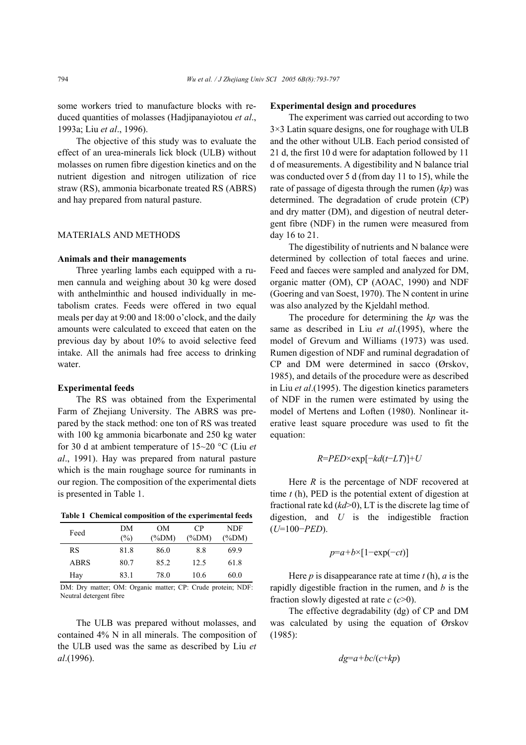some workers tried to manufacture blocks with reduced quantities of molasses (Hadjipanayiotou *et al*., 1993a; Liu *et al*., 1996).

The objective of this study was to evaluate the effect of an urea-minerals lick block (ULB) without molasses on rumen fibre digestion kinetics and on the nutrient digestion and nitrogen utilization of rice straw (RS), ammonia bicarbonate treated RS (ABRS) and hay prepared from natural pasture.

## MATERIALS AND METHODS

### Animals and their managements

Three yearling lambs each equipped with a rumen cannula and weighing about 30 kg were dosed with anthelminthic and housed individually in metabolism crates. Feeds were offered in two equal meals per day at 9:00 and 18:00 o'clock, and the daily amounts were calculated to exceed that eaten on the previous day by about 10% to avoid selective feed intake. All the animals had free access to drinking water.

### Experimental feeds

The RS was obtained from the Experimental Farm of Zhejiang University. The ABRS was prepared by the stack method: one ton of RS was treated with 100 kg ammonia bicarbonate and 250 kg water for 30 d at ambient temperature of 15~20 °C (Liu *et al*., 1991). Hay was prepared from natural pasture which is the main roughage source for ruminants in our region. The composition of the experimental diets is presented in Table 1.

**Table 1 Chemical composition of the experimental feeds**

| Feed | DM (%) | OM (%DM) | CP (%DM) | NDF (%DM) |
|---|---|---|---|---|
| RS | 81.8 | 86.0 | 8.8 | 69.9 |
| ABRS | 80.7 | 85.2 | 12.5 | 61.8 |
| Hay | 83.1 | 78.0 | 10.6 | 60.0 |

DM: Dry matter; OM: Organic matter; CP: Crude protein; NDF: Neutral detergent fibre

The ULB was prepared without molasses, and contained 4% N in all minerals. The composition of the ULB used was the same as described by Liu *et al*.(1996).

### Experimental design and procedures

The experiment was carried out according to two 3×3 Latin square designs, one for roughage with ULB and the other without ULB. Each period consisted of 21 d, the first 10 d were for adaptation followed by 11 d of measurements. A digestibility and N balance trial was conducted over 5 d (from day 11 to 15), while the rate of passage of digesta through the rumen ($kp$) was determined. The degradation of crude protein (CP) and dry matter (DM), and digestion of neutral detergent fibre (NDF) in the rumen were measured from day 16 to 21.

The digestibility of nutrients and N balance were determined by collection of total faeces and urine. Feed and faeces were sampled and analyzed for DM, organic matter (OM), CP (AOAC, 1990) and NDF (Goering and van Soest, 1970). The N content in urine was also analyzed by the Kjeldahl method.

The procedure for determining the $kp$ was the same as described in Liu *et al*.(1995), where the model of Grevum and Williams (1973) was used. Rumen digestion of NDF and ruminal degradation of CP and DM were determined in sacco (Ørskov, 1985), and details of the procedure were as described in Liu *et al*.(1995). The digestion kinetics parameters of NDF in the rumen were estimated by using the model of Mertens and Loften (1980). Nonlinear iterative least square procedure was used to fit the equation:

$$R=PED\times\exp[-kd(t-LT)]+U$$

Here $R$ is the percentage of NDF recovered at time $t$ (h), PED is the potential extent of digestion at fractional rate kd ($kd$>0), LT is the discrete lag time of digestion, and $U$ is the indigestible fraction ($U$=100−$PED$).

$$p=a+b\times[1-\exp(-ct)]$$

Here $p$ is disappearance rate at time $t$ (h), $a$ is the rapidly digestible fraction in the rumen, and $b$ is the fraction slowly digested at rate $c$ ($c$>0).

The effective degradability (dg) of CP and DM was calculated by using the equation of Ørskov (1985):

$$dg=a+bc/(c+kp)$$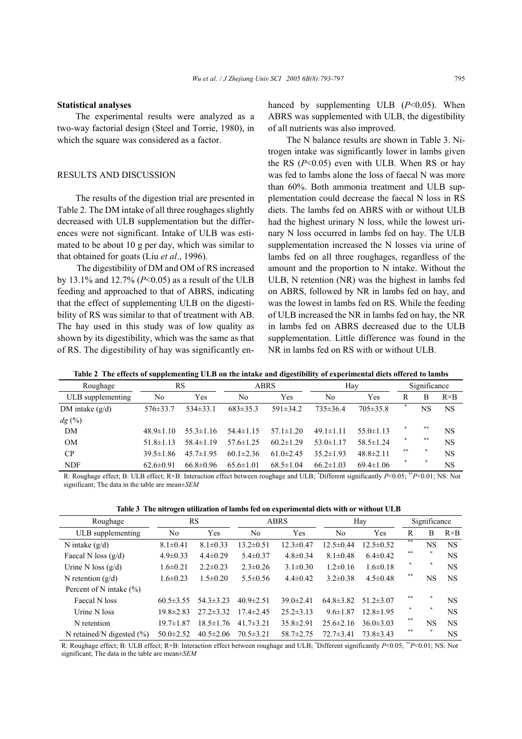### Statistical analyses

The experimental results were analyzed as a two-way factorial design (Steel and Torrie, 1980), in which the square was considered as a factor.

## RESULTS AND DISCUSSION

The results of the digestion trial are presented in Table 2. The DM intake of all three roughages slightly decreased with ULB supplementation but the differences were not significant. Intake of ULB was estimated to be about 10 g per day, which was similar to that obtained for goats (Liu *et al*., 1996).

The digestibility of DM and OM of RS increased by 13.1% and 12.7% ($P<0.05$) as a result of the ULB feeding and approached to that of ABRS, indicating that the effect of supplementing ULB on the digestibility of RS was similar to that of treatment with AB. The hay used in this study was of low quality as shown by its digestibility, which was the same as that of RS. The digestibility of hay was significantly enhanced by supplementing ULB ($P<0.05$). When ABRS was supplemented with ULB, the digestibility of all nutrients was also improved.

The N balance results are shown in Table 3. Nitrogen intake was significantly lower in lambs given the RS ($P<0.05$) even with ULB. When RS or hay was fed to lambs alone the loss of faecal N was more than 60%. Both ammonia treatment and ULB supplementation could decrease the faecal N loss in RS diets. The lambs fed on ABRS with or without ULB had the highest urinary N loss, while the lowest urinary N loss occurred in lambs fed on hay. The ULB supplementation increased the N losses via urine of lambs fed on all three roughages, regardless of the amount and the proportion to N intake. Without the ULB, N retention (NR) was the highest in lambs fed on ABRS, followed by NR in lambs fed on hay, and was the lowest in lambs fed on RS. While the feeding of ULB increased the NR in lambs fed on hay, the NR in lambs fed on ABRS decreased due to the ULB supplementation. Little difference was found in the NR in lambs fed on RS with or without ULB.

**Table 2 The effects of supplementing ULB on the intake and digestibility of experimental diets offered to lambs**

| Roughage | RS | | ABRS | | Hay | | Significance | | |
|---|---|---|---|---|---|---|---|---|---|
| ULB supplementing | No | Yes | No | Yes | No | Yes | R | B | R×B |
| DM intake (g/d) | 576±33.7 | 534±33.1 | 683±35.3 | 591±34.2 | 735±36.4 | 705±35.8 | * | NS | NS |
| *dg* (%) | | | | | | | | | |
| DM | 48.9±1.10 | 55.3±1.16 | 54.4±1.15 | 57.1±1.20 | 49.1±1.11 | 55.0±1.13 | * | ** | NS |
| OM | 51.8±1.13 | 58.4±1.19 | 57.6±1.25 | 60.2±1.29 | 53.0±1.17 | 58.5±1.24 | * | ** | NS |
| CP | 39.5±1.86 | 45.7±1.95 | 60.1±2.36 | 61.0±2.45 | 35.2±1.93 | 48.8±2.11 | ** | * | NS |
| NDF | 62.6±0.91 | 66.8±0.96 | 65.6±1.01 | 68.5±1.04 | 66.2±1.03 | 69.4±1.06 | * | * | NS |

R: Roughage effect; B: ULB effect; R×B: Interaction effect between roughage and ULB; *Different significantly $P<0.05$; **$P<0.01$; NS: Not significant; The data in the table are mean±*SEM*

**Table 3 The nitrogen utilization of lambs fed on experimental diets with or without ULB**

| Roughage | RS | | ABRS | | Hay | | Significance | | |
|---|---|---|---|---|---|---|---|---|---|
| ULB supplementing | No | Yes | No | Yes | No | Yes | R | B | R×B |
| N intake (g/d) | 8.1±0.41 | 8.1±0.33 | 13.2±0.51 | 12.3±0.47 | 12.5±0.44 | 12.5±0.52 | ** | NS | NS |
| Faecal N loss (g/d) | 4.9±0.33 | 4.4±0.29 | 5.4±0.37 | 4.8±0.34 | 8.1±0.48 | 6.4±0.42 | ** | * | NS |
| Urine N loss (g/d) | 1.6±0.21 | 2.2±0.23 | 2.3±0.26 | 3.1±0.30 | 1.2±0.16 | 1.6±0.18 | * | * | NS |
| N retention (g/d) | 1.6±0.23 | 1.5±0.20 | 5.5±0.56 | 4.4±0.42 | 3.2±0.38 | 4.5±0.48 | ** | NS | NS |
| Percent of N intake (%) | | | | | | | | | |
| Faecal N loss | 60.5±3.55 | 54.3±3.23 | 40.9±2.51 | 39.0±2.41 | 64.8±3.82 | 51.2±3.07 | ** | * | NS |
| Urine N loss | 19.8±2.83 | 27.2±3.32 | 17.4±2.45 | 25.2±3.13 | 9.6±1.87 | 12.8±1.95 | * | * | NS |
| N retention | 19.7±1.87 | 18.5±1.76 | 41.7±3.21 | 35.8±2.91 | 25.6±2.16 | 36.0±3.03 | ** | NS | NS |
| N retained/N digested (%) | 50.0±2.52 | 40.5±2.06 | 70.5±3.21 | 58.7±2.75 | 72.7±3.41 | 73.8±3.43 | ** | * | NS |

R: Roughage effect; B: ULB effect; R×B: Interaction effect between roughage and ULB; *Different significantly $P<0.05$; **$P<0.01$; NS: Not significant; The data in the table are mean±*SEM*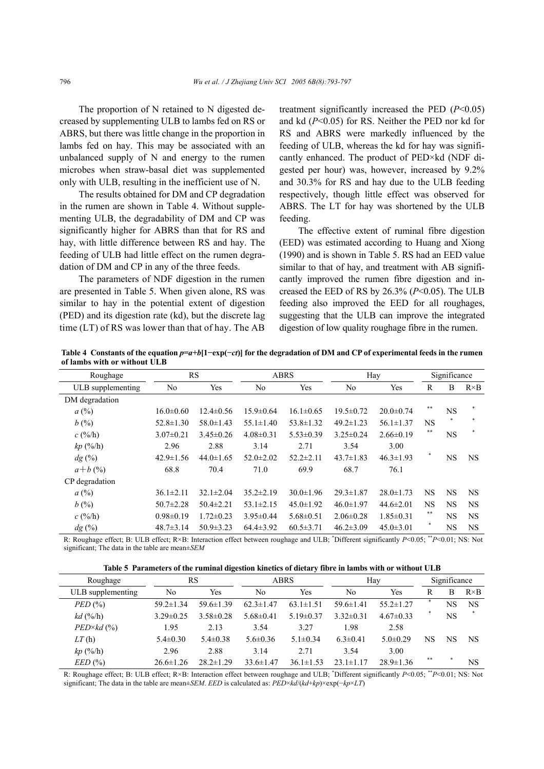The proportion of N retained to N digested decreased by supplementing ULB to lambs fed on RS or ABRS, but there was little change in the proportion in lambs fed on hay. This may be associated with an unbalanced supply of N and energy to the rumen microbes when straw-basal diet was supplemented only with ULB, resulting in the inefficient use of N.

The results obtained for DM and CP degradation in the rumen are shown in Table 4. Without supplementing ULB, the degradability of DM and CP was significantly higher for ABRS than that for RS and hay, with little difference between RS and hay. The feeding of ULB had little effect on the rumen degradation of DM and CP in any of the three feeds.

The parameters of NDF digestion in the rumen are presented in Table 5. When given alone, RS was similar to hay in the potential extent of digestion (PED) and its digestion rate (kd), but the discrete lag time (LT) of RS was lower than that of hay. The AB treatment significantly increased the PED ($P<0.05$) and kd ($P<0.05$) for RS. Neither the PED nor kd for RS and ABRS were markedly influenced by the feeding of ULB, whereas the kd for hay was significantly enhanced. The product of PED×kd (NDF digested per hour) was, however, increased by 9.2% and 30.3% for RS and hay due to the ULB feeding respectively, though little effect was observed for ABRS. The LT for hay was shortened by the ULB feeding.

The effective extent of ruminal fibre digestion (EED) was estimated according to Huang and Xiong (1990) and is shown in Table 5. RS had an EED value similar to that of hay, and treatment with AB significantly improved the rumen fibre digestion and increased the EED of RS by 26.3% ($P<0.05$). The ULB feeding also improved the EED for all roughages, suggesting that the ULB can improve the integrated digestion of low quality roughage fibre in the rumen.

**Table 4 Constants of the equation $p=a+b[1-\exp(-ct)]$ for the degradation of DM and CP of experimental feeds in the rumen of lambs with or without ULB**

| Roughage | RS | | ABRS | | Hay | | Significance | | |
|---|---|---|---|---|---|---|---|---|---|
| ULB supplementing | No | Yes | No | Yes | No | Yes | R | B | R×B |
| DM degradation | | | | | | | | | |
| $a$ (%) | 16.0±0.60 | 12.4±0.56 | 15.9±0.64 | 16.1±0.65 | 19.5±0.72 | 20.0±0.74 | ** | NS | * |
| $b$ (%) | 52.8±1.30 | 58.0±1.43 | 55.1±1.40 | 53.8±1.32 | 49.2±1.23 | 56.1±1.37 | NS | * | * |
| $c$ (%/h) | 3.07±0.21 | 3.45±0.26 | 4.08±0.31 | 5.53±0.39 | 3.25±0.24 | 2.66±0.19 | ** | NS | * |
| $kp$ (%/h) | 2.96 | 2.88 | 3.14 | 2.71 | 3.54 | 3.00 | | | |
| $dg$ (%) | 42.9±1.56 | 44.0±1.65 | 52.0±2.02 | 52.2±2.11 | 43.7±1.83 | 46.3±1.93 | * | NS | NS |
| $a+b$ (%) | 68.8 | 70.4 | 71.0 | 69.9 | 68.7 | 76.1 | | | |
| CP degradation | | | | | | | | | |
| $a$ (%) | 36.1±2.11 | 32.1±2.04 | 35.2±2.19 | 30.0±1.96 | 29.3±1.87 | 28.0±1.73 | NS | NS | NS |
| $b$ (%) | 50.7±2.28 | 50.4±2.21 | 53.1±2.15 | 45.0±1.92 | 46.0±1.97 | 44.6±2.01 | NS | NS | NS |
| $c$ (%/h) | 0.98±0.19 | 1.72±0.23 | 3.95±0.44 | 5.68±0.51 | 2.06±0.28 | 1.85±0.31 | ** | NS | NS |
| $dg$ (%) | 48.7±3.14 | 50.9±3.23 | 64.4±3.92 | 60.5±3.71 | 46.2±3.09 | 45.0±3.01 | * | NS | NS |

R: Roughage effect; B: ULB effect; R×B: Interaction effect between roughage and ULB; *Different significantly $P<0.05$; **$P<0.01$; NS: Not significant; The data in the table are mean±*SEM*

**Table 5 Parameters of the ruminal digestion kinetics of dietary fibre in lambs with or without ULB**

| Roughage | RS | | ABRS | | Hay | | Significance | | |
|---|---|---|---|---|---|---|---|---|---|
| ULB supplementing | No | Yes | No | Yes | No | Yes | R | B | R×B |
| $PED$ (%) | 59.2±1.34 | 59.6±1.39 | 62.3±1.47 | 63.1±1.51 | 59.6±1.41 | 55.2±1.27 | * | NS | NS |
| $kd$ (%/h) | 3.29±0.25 | 3.58±0.28 | 5.68±0.41 | 5.19±0.37 | 3.32±0.31 | 4.67±0.33 | * | NS | * |
| $PED\times kd$ (%) | 1.95 | 2.13 | 3.54 | 3.27 | 1.98 | 2.58 | | | |
| $LT$ (h) | 5.4±0.30 | 5.4±0.38 | 5.6±0.36 | 5.1±0.34 | 6.3±0.41 | 5.0±0.29 | NS | NS | NS |
| $kp$ (%/h) | 2.96 | 2.88 | 3.14 | 2.71 | 3.54 | 3.00 | | | |
| $EED$ (%) | 26.6±1.26 | 28.2±1.29 | 33.6±1.47 | 36.1±1.53 | 23.1±1.17 | 28.9±1.36 | ** | * | NS |

R: Roughage effect; B: ULB effect; R×B: Interaction effect between roughage and ULB; *Different significantly $P<0.05$; **$P<0.01$; NS: Not significant; The data in the table are mean±*SEM*. *EED* is calculated as: $PED\times kd/(kd+kp)\times\exp(-kp\times LT)$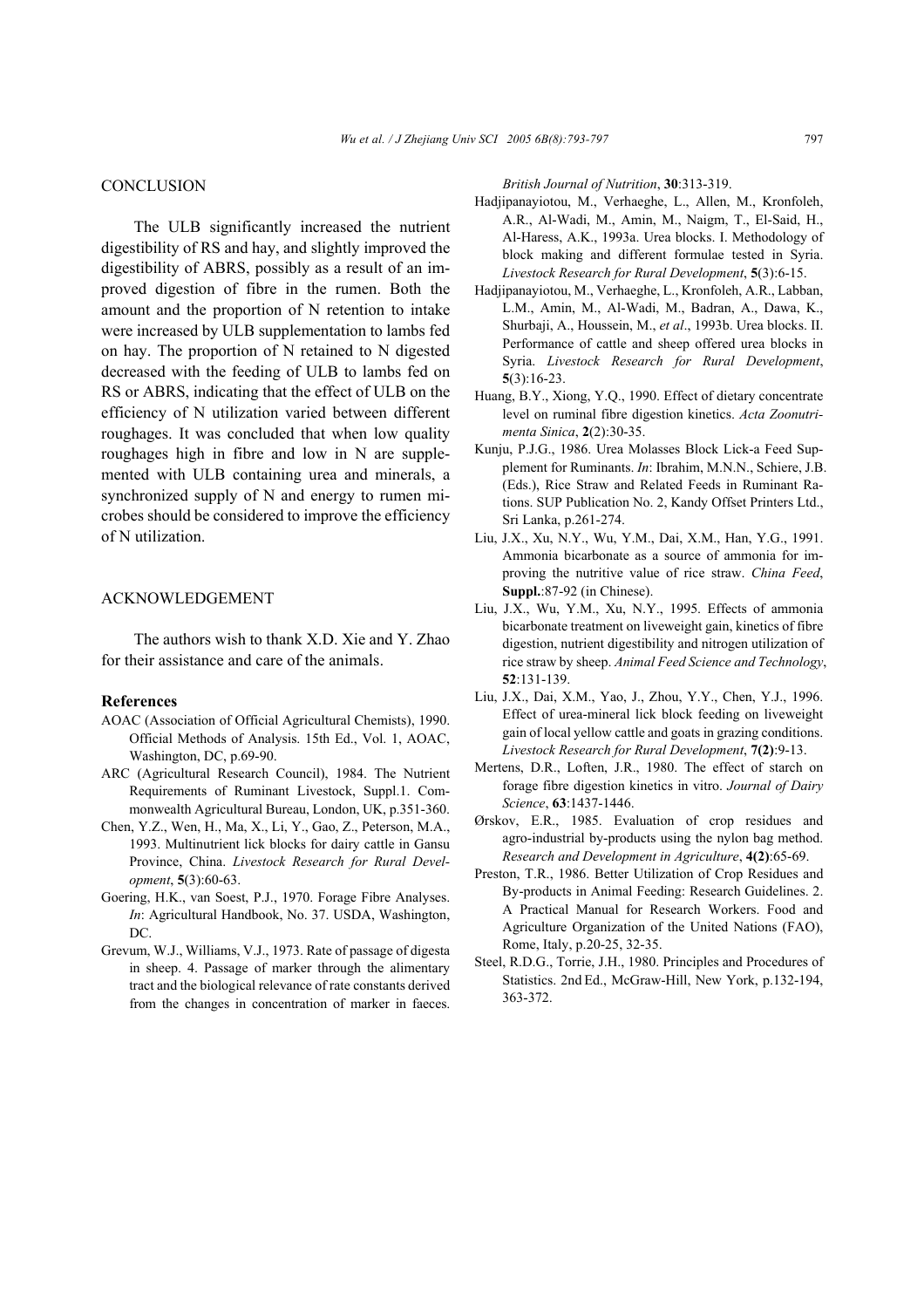## CONCLUSION

The ULB significantly increased the nutrient digestibility of RS and hay, and slightly improved the digestibility of ABRS, possibly as a result of an improved digestion of fibre in the rumen. Both the amount and the proportion of N retention to intake were increased by ULB supplementation to lambs fed on hay. The proportion of N retained to N digested decreased with the feeding of ULB to lambs fed on RS or ABRS, indicating that the effect of ULB on the efficiency of N utilization varied between different roughages. It was concluded that when low quality roughages high in fibre and low in N are supplemented with ULB containing urea and minerals, a synchronized supply of N and energy to rumen microbes should be considered to improve the efficiency of N utilization.

## ACKNOWLEDGEMENT

The authors wish to thank X.D. Xie and Y. Zhao for their assistance and care of the animals.

### References

AOAC (Association of Official Agricultural Chemists), 1990. Official Methods of Analysis. 15th Ed., Vol. 1, AOAC, Washington, DC, p.69-90.

ARC (Agricultural Research Council), 1984. The Nutrient Requirements of Ruminant Livestock, Suppl.1. Commonwealth Agricultural Bureau, London, UK, p.351-360.

Chen, Y.Z., Wen, H., Ma, X., Li, Y., Gao, Z., Peterson, M.A., 1993. Multinutrient lick blocks for dairy cattle in Gansu Province, China. *Livestock Research for Rural Development*, **5**(3):60-63.

Goering, H.K., van Soest, P.J., 1970. Forage Fibre Analyses. *In*: Agricultural Handbook, No. 37. USDA, Washington, DC.

Grevum, W.J., Williams, V.J., 1973. Rate of passage of digesta in sheep. 4. Passage of marker through the alimentary tract and the biological relevance of rate constants derived from the changes in concentration of marker in faeces. *British Journal of Nutrition*, **30**:313-319.

Hadjipanayiotou, M., Verhaeghe, L., Allen, M., Kronfoleh, A.R., Al-Wadi, M., Amin, M., Naigm, T., El-Said, H., Al-Haress, A.K., 1993a. Urea blocks. I. Methodology of block making and different formulae tested in Syria. *Livestock Research for Rural Development*, **5**(3):6-15.

Hadjipanayiotou, M., Verhaeghe, L., Kronfoleh, A.R., Labban, L.M., Amin, M., Al-Wadi, M., Badran, A., Dawa, K., Shurbaji, A., Houssein, M., *et al*., 1993b. Urea blocks. II. Performance of cattle and sheep offered urea blocks in Syria. *Livestock Research for Rural Development*, **5**(3):16-23.

Huang, B.Y., Xiong, Y.Q., 1990. Effect of dietary concentrate level on ruminal fibre digestion kinetics. *Acta Zoonutrimenta Sinica*, **2**(2):30-35.

Kunju, P.J.G., 1986. Urea Molasses Block Lick-a Feed Supplement for Ruminants. *In*: Ibrahim, M.N.N., Schiere, J.B. (Eds.), Rice Straw and Related Feeds in Ruminant Rations. SUP Publication No. 2, Kandy Offset Printers Ltd., Sri Lanka, p.261-274.

Liu, J.X., Xu, N.Y., Wu, Y.M., Dai, X.M., Han, Y.G., 1991. Ammonia bicarbonate as a source of ammonia for improving the nutritive value of rice straw. *China Feed*, **Suppl.**:87-92 (in Chinese).

Liu, J.X., Wu, Y.M., Xu, N.Y., 1995. Effects of ammonia bicarbonate treatment on liveweight gain, kinetics of fibre digestion, nutrient digestibility and nitrogen utilization of rice straw by sheep. *Animal Feed Science and Technology*, **52**:131-139.

Liu, J.X., Dai, X.M., Yao, J., Zhou, Y.Y., Chen, Y.J., 1996. Effect of urea-mineral lick block feeding on liveweight gain of local yellow cattle and goats in grazing conditions. *Livestock Research for Rural Development*, **7(2)**:9-13.

Mertens, D.R., Loften, J.R., 1980. The effect of starch on forage fibre digestion kinetics in vitro. *Journal of Dairy Science*, **63**:1437-1446.

Ørskov, E.R., 1985. Evaluation of crop residues and agro-industrial by-products using the nylon bag method. *Research and Development in Agriculture*, **4(2)**:65-69.

Preston, T.R., 1986. Better Utilization of Crop Residues and By-products in Animal Feeding: Research Guidelines. 2. A Practical Manual for Research Workers. Food and Agriculture Organization of the United Nations (FAO), Rome, Italy, p.20-25, 32-35.

Steel, R.D.G., Torrie, J.H., 1980. Principles and Procedures of Statistics. 2nd Ed., McGraw-Hill, New York, p.132-194, 363-372.